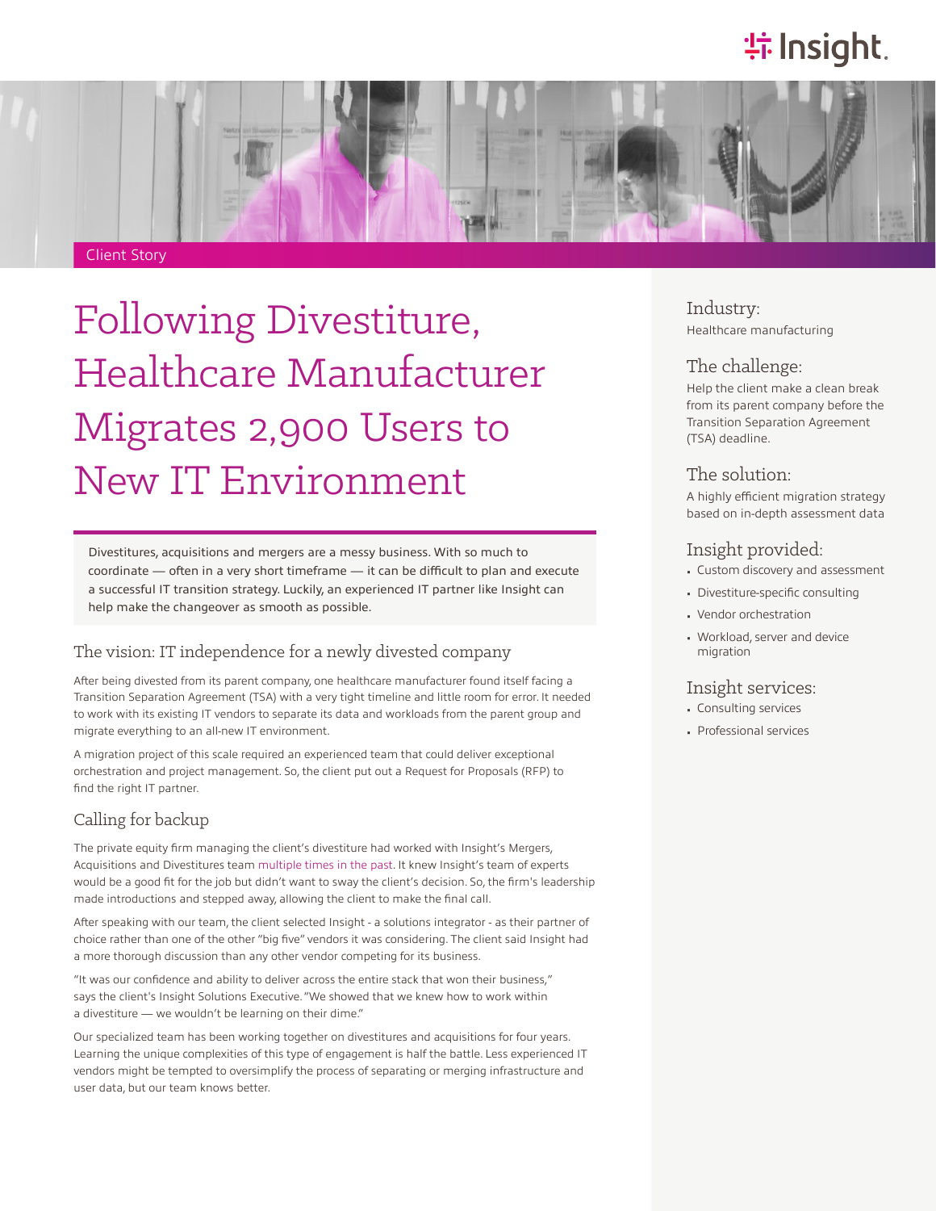Client Story

# Following Divestiture, Healthcare Manufacturer Migrates 2,900 Users to New IT Environment

Divestitures, acquisitions and mergers are a messy business. With so much to coordinate — often in a very short timeframe — it can be difficult to plan and execute a successful IT transition strategy. Luckily, an experienced IT partner like Insight can help make the changeover as smooth as possible.

## The vision: IT independence for a newly divested company

After being divested from its parent company, one healthcare manufacturer found itself facing a Transition Separation Agreement (TSA) with a very tight timeline and little room for error. It needed to work with its existing IT vendors to separate its data and workloads from the parent group and migrate everything to an all-new IT environment.

A migration project of this scale required an experienced team that could deliver exceptional orchestration and project management. So, the client put out a Request for Proposals (RFP) to find the right IT partner.

## Calling for backup

The private equity firm managing the client's divestiture had worked with Insight's Mergers, Acquisitions and Divestitures team multiple times in the past. It knew Insight's team of experts would be a good fit for the job but didn't want to sway the client's decision. So, the firm's leadership made introductions and stepped away, allowing the client to make the final call.

After speaking with our team, the client selected Insight - a solutions integrator - as their partner of choice rather than one of the other "big five" vendors it was considering. The client said Insight had a more thorough discussion than any other vendor competing for its business.

"It was our confidence and ability to deliver across the entire stack that won their business," says the client's Insight Solutions Executive. "We showed that we knew how to work within a divestiture — we wouldn't be learning on their dime."

Our specialized team has been working together on divestitures and acquisitions for four years. Learning the unique complexities of this type of engagement is half the battle. Less experienced IT vendors might be tempted to oversimplify the process of separating or merging infrastructure and user data, but our team knows better.

### Industry:
Healthcare manufacturing

### The challenge:
Help the client make a clean break from its parent company before the Transition Separation Agreement (TSA) deadline.

### The solution:
A highly efficient migration strategy based on in-depth assessment data

### Insight provided:
- Custom discovery and assessment
- Divestiture-specific consulting
- Vendor orchestration
- Workload, server and device migration

### Insight services:
- Consulting services
- Professional services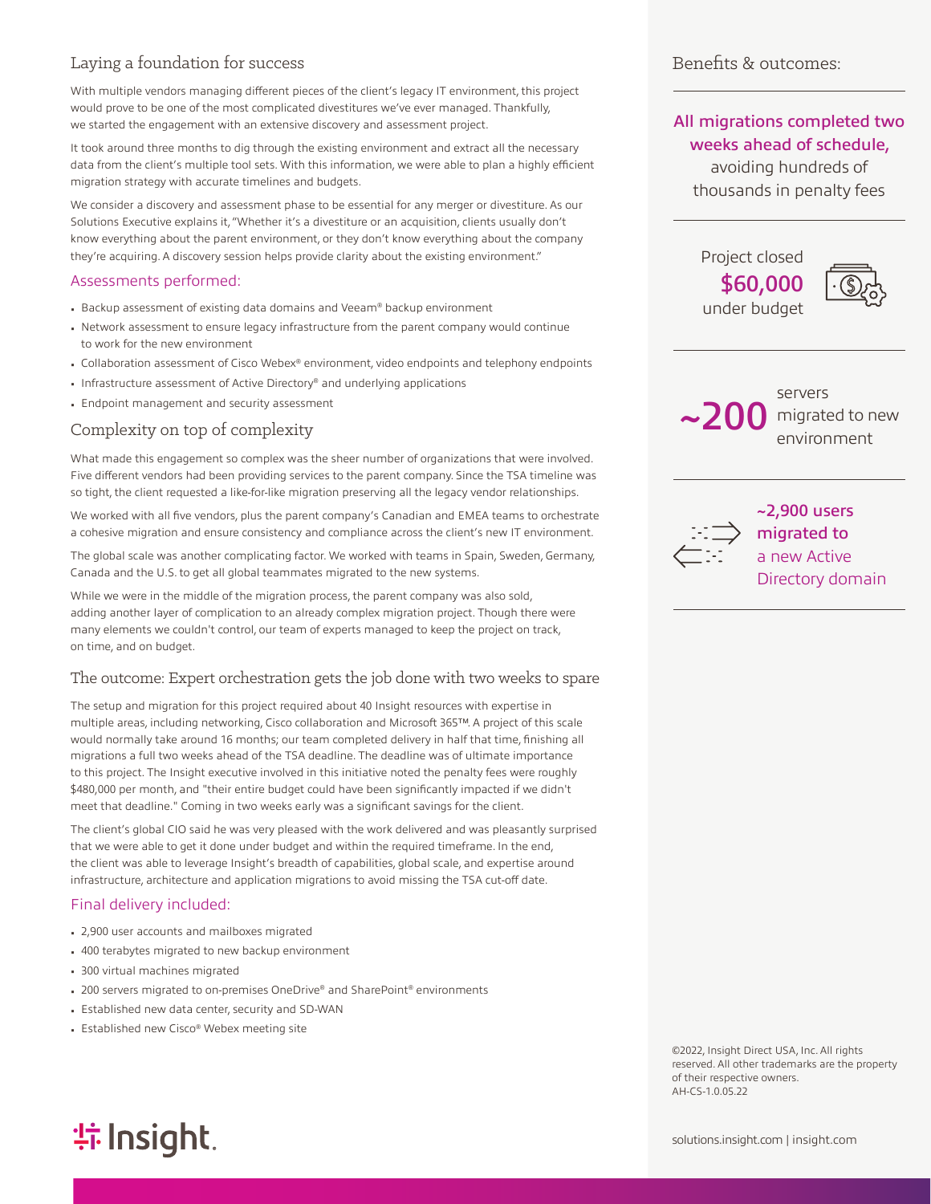## Laying a foundation for success

With multiple vendors managing different pieces of the client's legacy IT environment, this project would prove to be one of the most complicated divestitures we've ever managed. Thankfully, we started the engagement with an extensive discovery and assessment project.

It took around three months to dig through the existing environment and extract all the necessary data from the client's multiple tool sets. With this information, we were able to plan a highly efficient migration strategy with accurate timelines and budgets.

We consider a discovery and assessment phase to be essential for any merger or divestiture. As our Solutions Executive explains it, "Whether it's a divestiture or an acquisition, clients usually don't know everything about the parent environment, or they don't know everything about the company they're acquiring. A discovery session helps provide clarity about the existing environment."

### Assessments performed:

- Backup assessment of existing data domains and Veeam® backup environment
- Network assessment to ensure legacy infrastructure from the parent company would continue to work for the new environment
- Collaboration assessment of Cisco Webex® environment, video endpoints and telephony endpoints
- Infrastructure assessment of Active Directory® and underlying applications
- Endpoint management and security assessment

## Complexity on top of complexity

What made this engagement so complex was the sheer number of organizations that were involved. Five different vendors had been providing services to the parent company. Since the TSA timeline was so tight, the client requested a like-for-like migration preserving all the legacy vendor relationships.

We worked with all five vendors, plus the parent company's Canadian and EMEA teams to orchestrate a cohesive migration and ensure consistency and compliance across the client's new IT environment.

The global scale was another complicating factor. We worked with teams in Spain, Sweden, Germany, Canada and the U.S. to get all global teammates migrated to the new systems.

While we were in the middle of the migration process, the parent company was also sold, adding another layer of complication to an already complex migration project. Though there were many elements we couldn't control, our team of experts managed to keep the project on track, on time, and on budget.

## The outcome: Expert orchestration gets the job done with two weeks to spare

The setup and migration for this project required about 40 Insight resources with expertise in multiple areas, including networking, Cisco collaboration and Microsoft 365™. A project of this scale would normally take around 16 months; our team completed delivery in half that time, finishing all migrations a full two weeks ahead of the TSA deadline. The deadline was of ultimate importance to this project. The Insight executive involved in this initiative noted the penalty fees were roughly $480,000 per month, and "their entire budget could have been significantly impacted if we didn't meet that deadline." Coming in two weeks early was a significant savings for the client.

The client's global CIO said he was very pleased with the work delivered and was pleasantly surprised that we were able to get it done under budget and within the required timeframe. In the end, the client was able to leverage Insight's breadth of capabilities, global scale, and expertise around infrastructure, architecture and application migrations to avoid missing the TSA cut-off date.

### Final delivery included:

- 2,900 user accounts and mailboxes migrated
- 400 terabytes migrated to new backup environment
- 300 virtual machines migrated
- 200 servers migrated to on-premises OneDrive® and SharePoint® environments
- Established new data center, security and SD-WAN
- Established new Cisco® Webex meeting site

## Benefits & outcomes:

**All migrations completed two weeks ahead of schedule,** avoiding hundreds of thousands in penalty fees

Project closed **$60,000** under budget

**~200** servers migrated to new environment

**~2,900 users migrated to** a new Active Directory domain

©2022, Insight Direct USA, Inc. All rights reserved. All other trademarks are the property of their respective owners.
AH-CS-1.0.05.22

Insight.

solutions.insight.com | insight.com